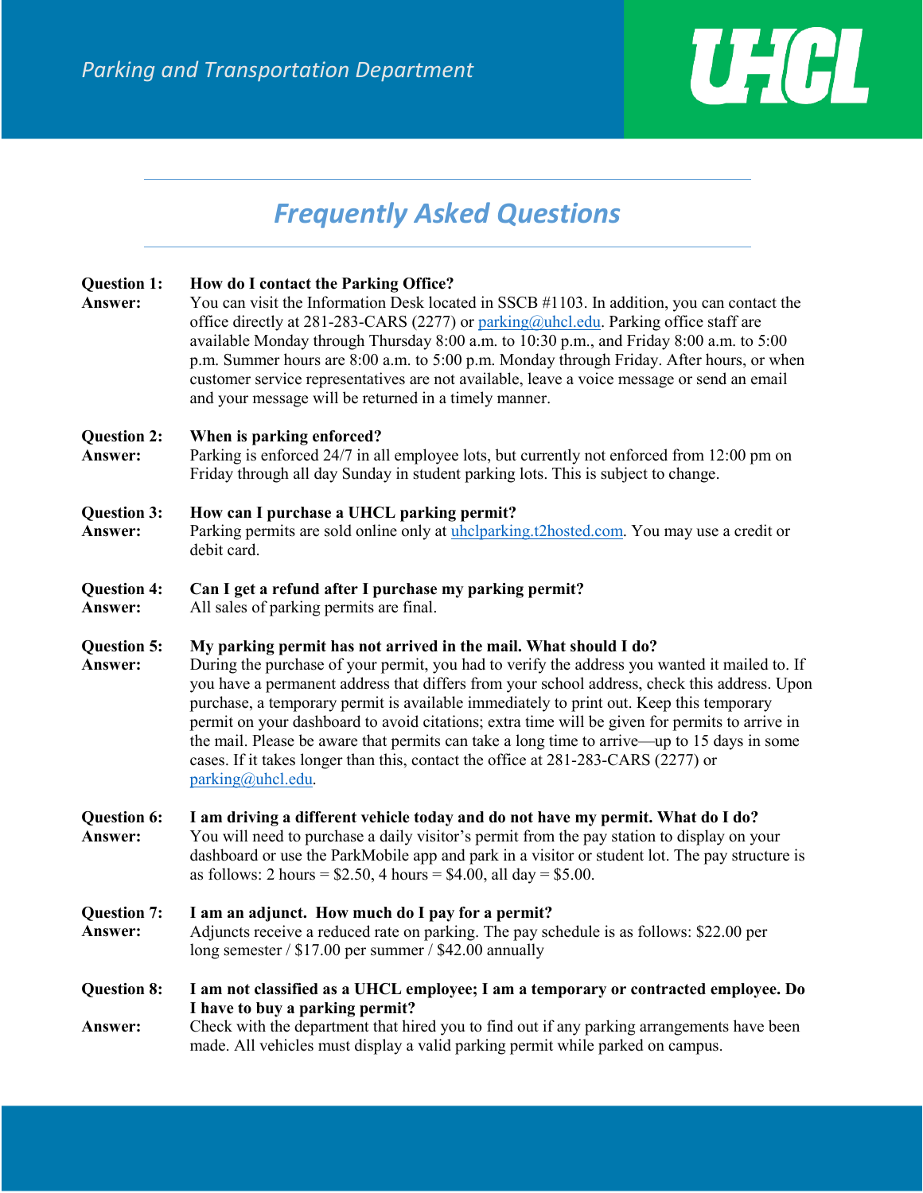*Parking and Transportation Department*

UHCL

# *Frequently Asked Questions*

**Question 1: How do I contact the Parking Office?**

**Answer:** You can visit the Information Desk located in SSCB #1103. In addition, you can contact the office directly at 281-283-CARS (2277) or parking@uhcl.edu. Parking office staff are available Monday through Thursday 8:00 a.m. to 10:30 p.m., and Friday 8:00 a.m. to 5:00 p.m. Summer hours are 8:00 a.m. to 5:00 p.m. Monday through Friday. After hours, or when customer service representatives are not available, leave a voice message or send an email and your message will be returned in a timely manner.

**Question 2: When is parking enforced?**

**Answer:** Parking is enforced 24/7 in all employee lots, but currently not enforced from 12:00 pm on Friday through all day Sunday in student parking lots. This is subject to change.

**Question 3: How can I purchase a UHCL parking permit?**

**Answer:** Parking permits are sold online only at uhclparking.t2hosted.com. You may use a credit or debit card.

**Question 4: Can I get a refund after I purchase my parking permit?**

**Answer:** All sales of parking permits are final.

**Question 5: My parking permit has not arrived in the mail. What should I do?**

**Answer:** During the purchase of your permit, you had to verify the address you wanted it mailed to. If you have a permanent address that differs from your school address, check this address. Upon purchase, a temporary permit is available immediately to print out. Keep this temporary permit on your dashboard to avoid citations; extra time will be given for permits to arrive in the mail. Please be aware that permits can take a long time to arrive—up to 15 days in some cases. If it takes longer than this, contact the office at 281-283-CARS (2277) or parking@uhcl.edu.

**Question 6: I am driving a different vehicle today and do not have my permit. What do I do?**

**Answer:** You will need to purchase a daily visitor's permit from the pay station to display on your dashboard or use the ParkMobile app and park in a visitor or student lot. The pay structure is as follows: 2 hours = $2.50, 4 hours = $4.00, all day = $5.00.

**Question 7: I am an adjunct. How much do I pay for a permit?**

**Answer:** Adjuncts receive a reduced rate on parking. The pay schedule is as follows: $22.00 per long semester / $17.00 per summer / $42.00 annually

**Question 8: I am not classified as a UHCL employee; I am a temporary or contracted employee. Do I have to buy a parking permit?**

**Answer:** Check with the department that hired you to find out if any parking arrangements have been made. All vehicles must display a valid parking permit while parked on campus.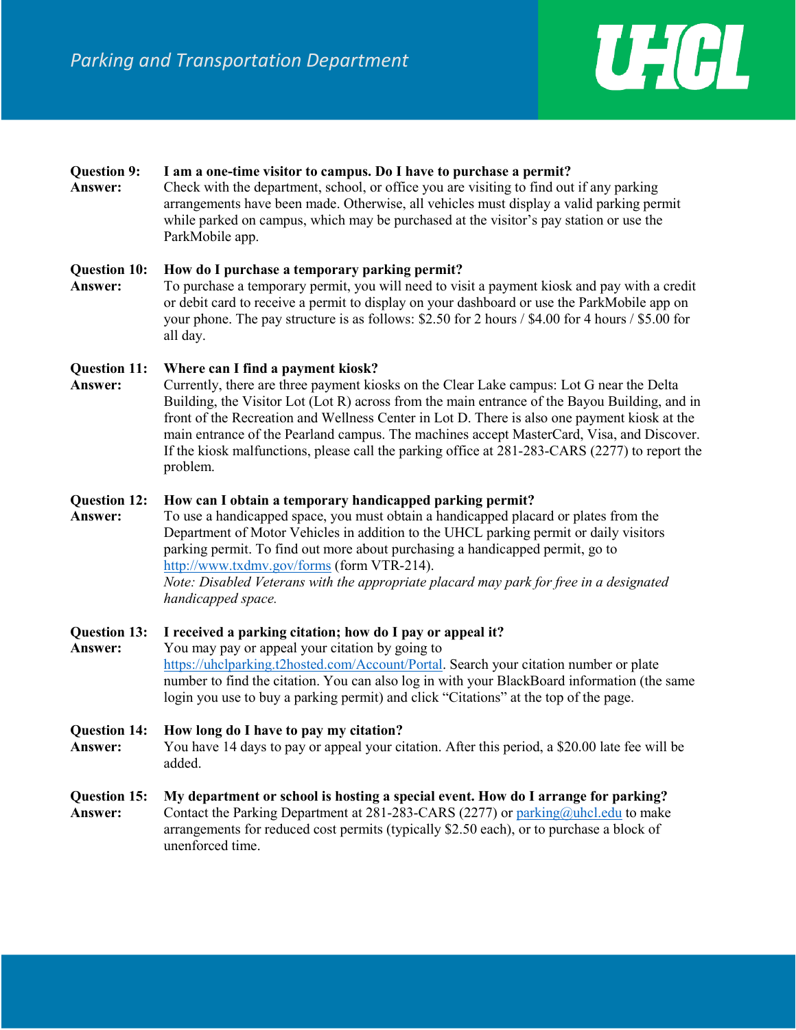**Question 9:** **I am a one-time visitor to campus. Do I have to purchase a permit?**
**Answer:** Check with the department, school, or office you are visiting to find out if any parking arrangements have been made. Otherwise, all vehicles must display a valid parking permit while parked on campus, which may be purchased at the visitor's pay station or use the ParkMobile app.

**Question 10:** **How do I purchase a temporary parking permit?**
**Answer:** To purchase a temporary permit, you will need to visit a payment kiosk and pay with a credit or debit card to receive a permit to display on your dashboard or use the ParkMobile app on your phone. The pay structure is as follows: $2.50 for 2 hours / $4.00 for 4 hours / $5.00 for all day.

**Question 11:** **Where can I find a payment kiosk?**
**Answer:** Currently, there are three payment kiosks on the Clear Lake campus: Lot G near the Delta Building, the Visitor Lot (Lot R) across from the main entrance of the Bayou Building, and in front of the Recreation and Wellness Center in Lot D. There is also one payment kiosk at the main entrance of the Pearland campus. The machines accept MasterCard, Visa, and Discover. If the kiosk malfunctions, please call the parking office at 281-283-CARS (2277) to report the problem.

**Question 12:** **How can I obtain a temporary handicapped parking permit?**
**Answer:** To use a handicapped space, you must obtain a handicapped placard or plates from the Department of Motor Vehicles in addition to the UHCL parking permit or daily visitors parking permit. To find out more about purchasing a handicapped permit, go to http://www.txdmv.gov/forms (form VTR-214).
*Note: Disabled Veterans with the appropriate placard may park for free in a designated handicapped space.*

**Question 13:** **I received a parking citation; how do I pay or appeal it?**
**Answer:** You may pay or appeal your citation by going to https://uhclparking.t2hosted.com/Account/Portal. Search your citation number or plate number to find the citation. You can also log in with your BlackBoard information (the same login you use to buy a parking permit) and click "Citations" at the top of the page.

**Question 14:** **How long do I have to pay my citation?**
**Answer:** You have 14 days to pay or appeal your citation. After this period, a $20.00 late fee will be added.

**Question 15:** **My department or school is hosting a special event. How do I arrange for parking?**
**Answer:** Contact the Parking Department at 281-283-CARS (2277) or parking@uhcl.edu to make arrangements for reduced cost permits (typically $2.50 each), or to purchase a block of unenforced time.